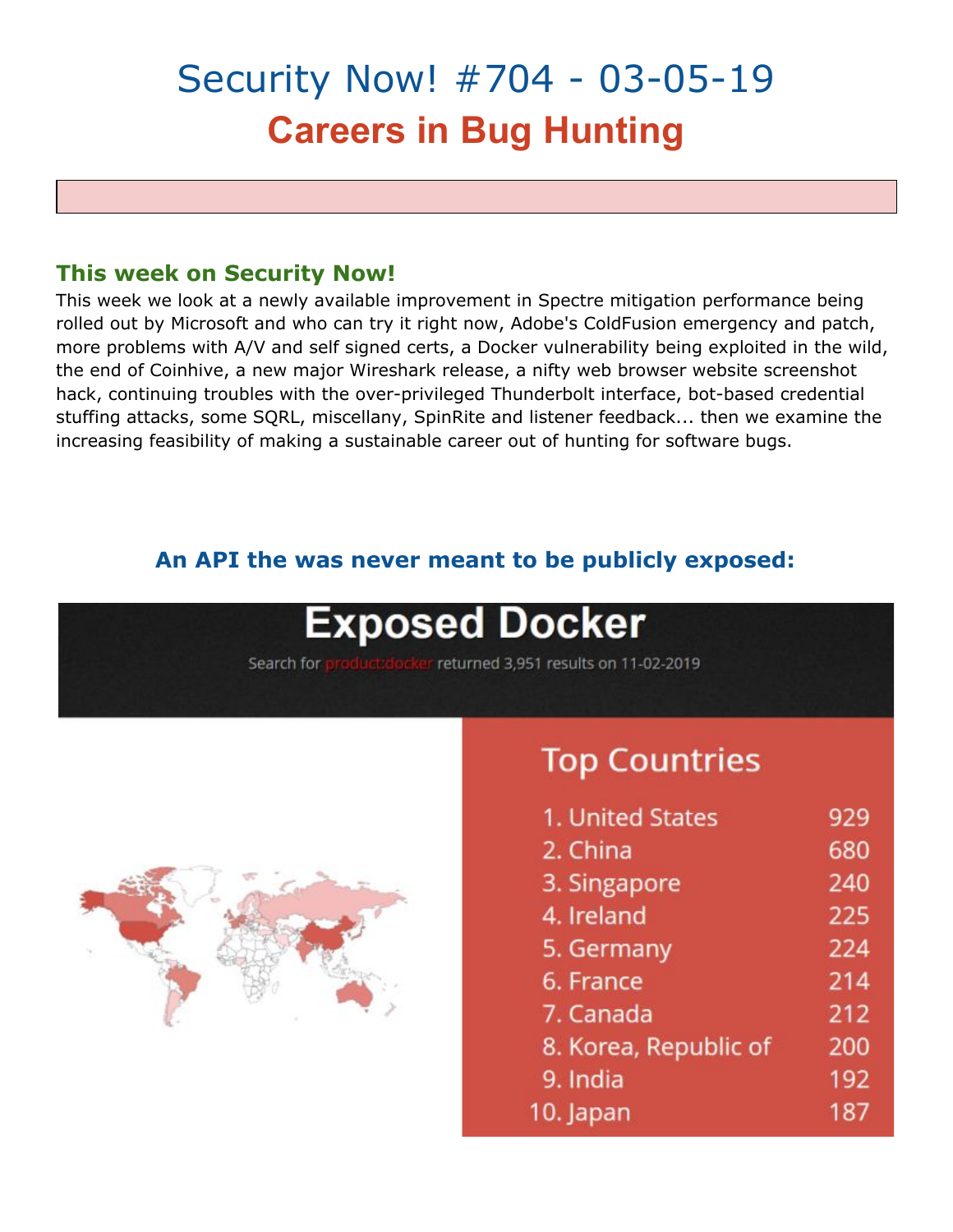# Security Now! #704 - 03-05-19

## Careers in Bug Hunting

### This week on Security Now!

This week we look at a newly available improvement in Spectre mitigation performance being rolled out by Microsoft and who can try it right now, Adobe's ColdFusion emergency and patch, more problems with A/V and self signed certs, a Docker vulnerability being exploited in the wild, the end of Coinhive, a new major Wireshark release, a nifty web browser website screenshot hack, continuing troubles with the over-privileged Thunderbolt interface, bot-based credential stuffing attacks, some SQRL, miscellany, SpinRite and listener feedback... then we examine the increasing feasibility of making a sustainable career out of hunting for software bugs.

### An API the was never meant to be publicly exposed:

Exposed Docker

Search for product:docker returned 3,951 results on 11-02-2019

Top Countries

1. United States 929
2. China 680
3. Singapore 240
4. Ireland 225
5. Germany 224
6. France 214
7. Canada 212
8. Korea, Republic of 200
9. India 192
10. Japan 187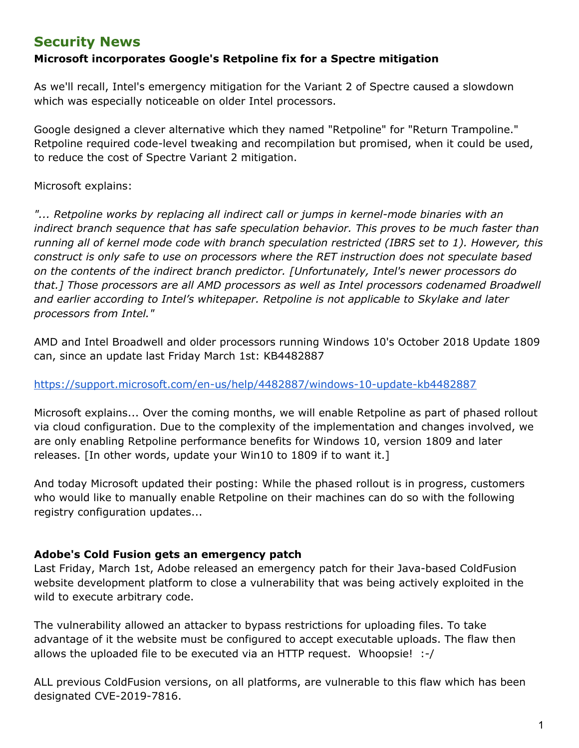# Security News

### Microsoft incorporates Google's Retpoline fix for a Spectre mitigation

As we'll recall, Intel's emergency mitigation for the Variant 2 of Spectre caused a slowdown which was especially noticeable on older Intel processors.

Google designed a clever alternative which they named "Retpoline" for "Return Trampoline." Retpoline required code-level tweaking and recompilation but promised, when it could be used, to reduce the cost of Spectre Variant 2 mitigation.

Microsoft explains:

*"... Retpoline works by replacing all indirect call or jumps in kernel-mode binaries with an indirect branch sequence that has safe speculation behavior. This proves to be much faster than running all of kernel mode code with branch speculation restricted (IBRS set to 1). However, this construct is only safe to use on processors where the RET instruction does not speculate based on the contents of the indirect branch predictor. [Unfortunately, Intel's newer processors do that.] Those processors are all AMD processors as well as Intel processors codenamed Broadwell and earlier according to Intel's whitepaper. Retpoline is not applicable to Skylake and later processors from Intel."*

AMD and Intel Broadwell and older processors running Windows 10's October 2018 Update 1809 can, since an update last Friday March 1st: KB4482887

https://support.microsoft.com/en-us/help/4482887/windows-10-update-kb4482887

Microsoft explains... Over the coming months, we will enable Retpoline as part of phased rollout via cloud configuration. Due to the complexity of the implementation and changes involved, we are only enabling Retpoline performance benefits for Windows 10, version 1809 and later releases. [In other words, update your Win10 to 1809 if to want it.]

And today Microsoft updated their posting: While the phased rollout is in progress, customers who would like to manually enable Retpoline on their machines can do so with the following registry configuration updates...

### Adobe's Cold Fusion gets an emergency patch

Last Friday, March 1st, Adobe released an emergency patch for their Java-based ColdFusion website development platform to close a vulnerability that was being actively exploited in the wild to execute arbitrary code.

The vulnerability allowed an attacker to bypass restrictions for uploading files. To take advantage of it the website must be configured to accept executable uploads. The flaw then allows the uploaded file to be executed via an HTTP request. Whoopsie! :-/

ALL previous ColdFusion versions, on all platforms, are vulnerable to this flaw which has been designated CVE-2019-7816.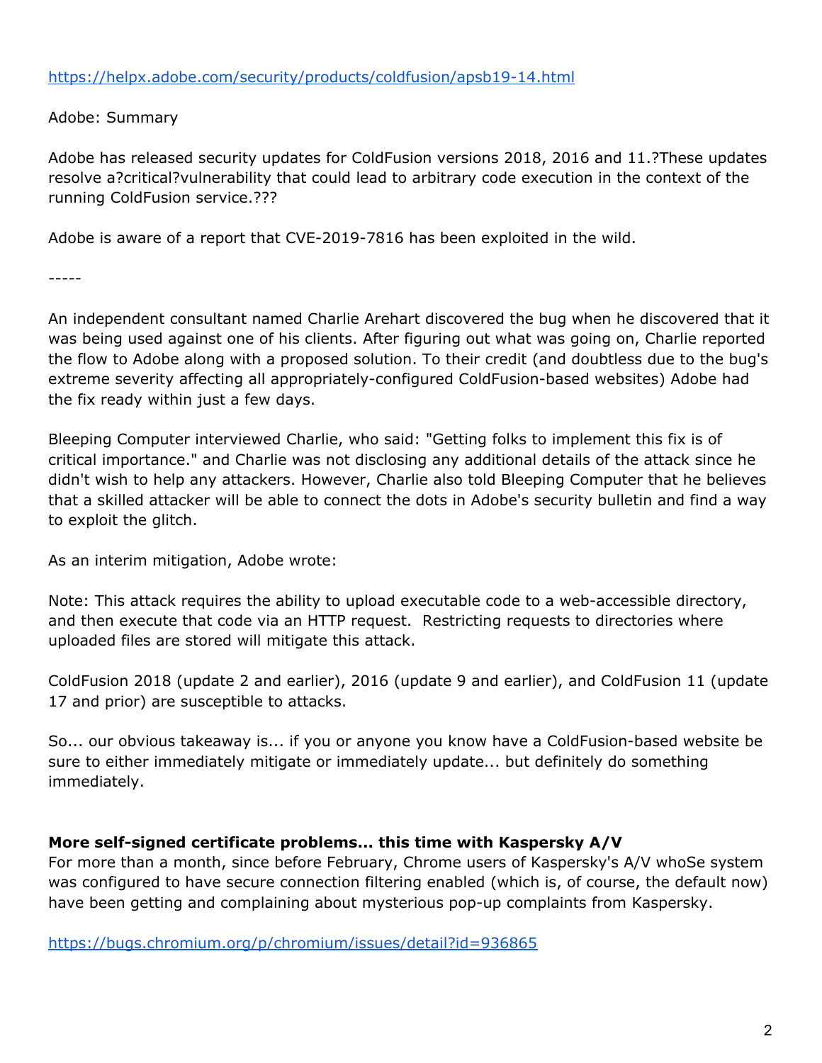https://helpx.adobe.com/security/products/coldfusion/apsb19-14.html

Adobe: Summary

Adobe has released security updates for ColdFusion versions 2018, 2016 and 11.?These updates resolve a?critical?vulnerability that could lead to arbitrary code execution in the context of the running ColdFusion service.???

Adobe is aware of a report that CVE-2019-7816 has been exploited in the wild.

-----

An independent consultant named Charlie Arehart discovered the bug when he discovered that it was being used against one of his clients. After figuring out what was going on, Charlie reported the flow to Adobe along with a proposed solution. To their credit (and doubtless due to the bug's extreme severity affecting all appropriately-configured ColdFusion-based websites) Adobe had the fix ready within just a few days.

Bleeping Computer interviewed Charlie, who said: "Getting folks to implement this fix is of critical importance." and Charlie was not disclosing any additional details of the attack since he didn't wish to help any attackers. However, Charlie also told Bleeping Computer that he believes that a skilled attacker will be able to connect the dots in Adobe's security bulletin and find a way to exploit the glitch.

As an interim mitigation, Adobe wrote:

Note: This attack requires the ability to upload executable code to a web-accessible directory, and then execute that code via an HTTP request. Restricting requests to directories where uploaded files are stored will mitigate this attack.

ColdFusion 2018 (update 2 and earlier), 2016 (update 9 and earlier), and ColdFusion 11 (update 17 and prior) are susceptible to attacks.

So... our obvious takeaway is... if you or anyone you know have a ColdFusion-based website be sure to either immediately mitigate or immediately update... but definitely do something immediately.

**More self-signed certificate problems... this time with Kaspersky A/V**
For more than a month, since before February, Chrome users of Kaspersky's A/V whoSe system was configured to have secure connection filtering enabled (which is, of course, the default now) have been getting and complaining about mysterious pop-up complaints from Kaspersky.

https://bugs.chromium.org/p/chromium/issues/detail?id=936865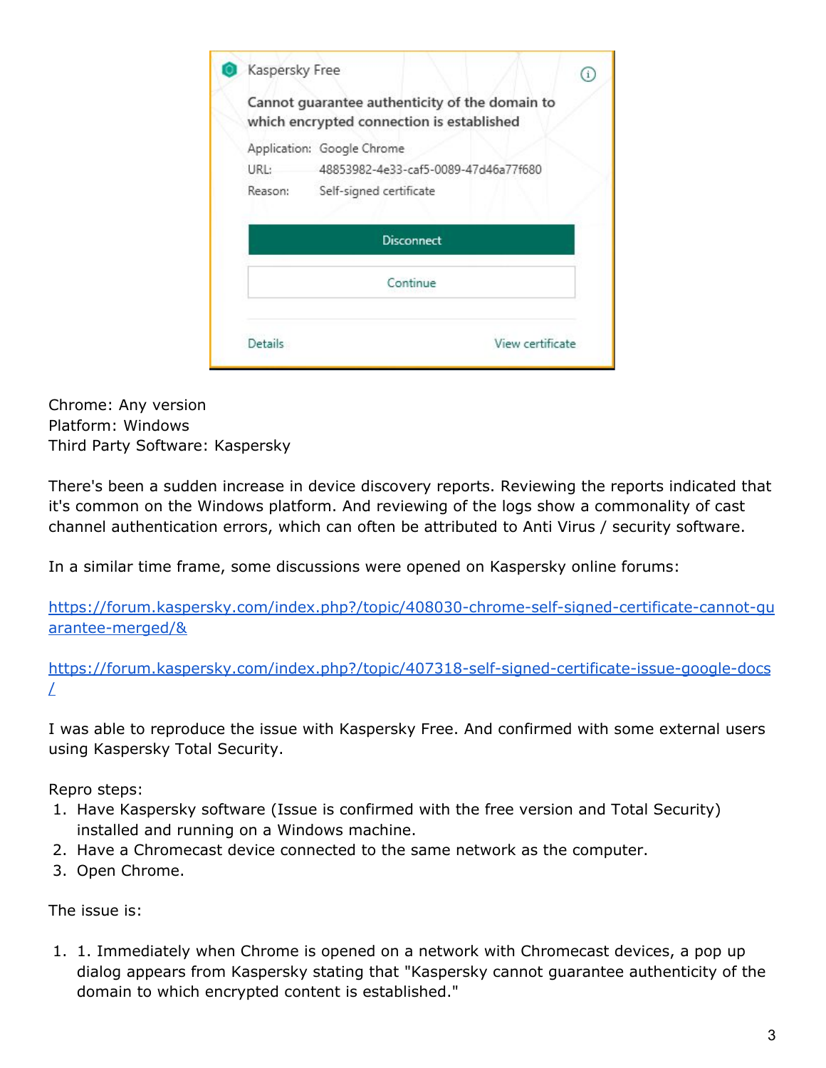Kaspersky Free

Cannot guarantee authenticity of the domain to which encrypted connection is established

Application: Google Chrome
URL: 48853982-4e33-caf5-0089-47d46a77f680
Reason: Self-signed certificate

Disconnect

Continue

Details

View certificate

Chrome: Any version
Platform: Windows
Third Party Software: Kaspersky

There's been a sudden increase in device discovery reports. Reviewing the reports indicated that it's common on the Windows platform. And reviewing of the logs show a commonality of cast channel authentication errors, which can often be attributed to Anti Virus / security software.

In a similar time frame, some discussions were opened on Kaspersky online forums:

https://forum.kaspersky.com/index.php?/topic/408030-chrome-self-signed-certificate-cannot-guarantee-merged/&

https://forum.kaspersky.com/index.php?/topic/407318-self-signed-certificate-issue-google-docs/

I was able to reproduce the issue with Kaspersky Free. And confirmed with some external users using Kaspersky Total Security.

Repro steps:

1. Have Kaspersky software (Issue is confirmed with the free version and Total Security) installed and running on a Windows machine.
2. Have a Chromecast device connected to the same network as the computer.
3. Open Chrome.

The issue is:

1. 1. Immediately when Chrome is opened on a network with Chromecast devices, a pop up dialog appears from Kaspersky stating that "Kaspersky cannot guarantee authenticity of the domain to which encrypted content is established."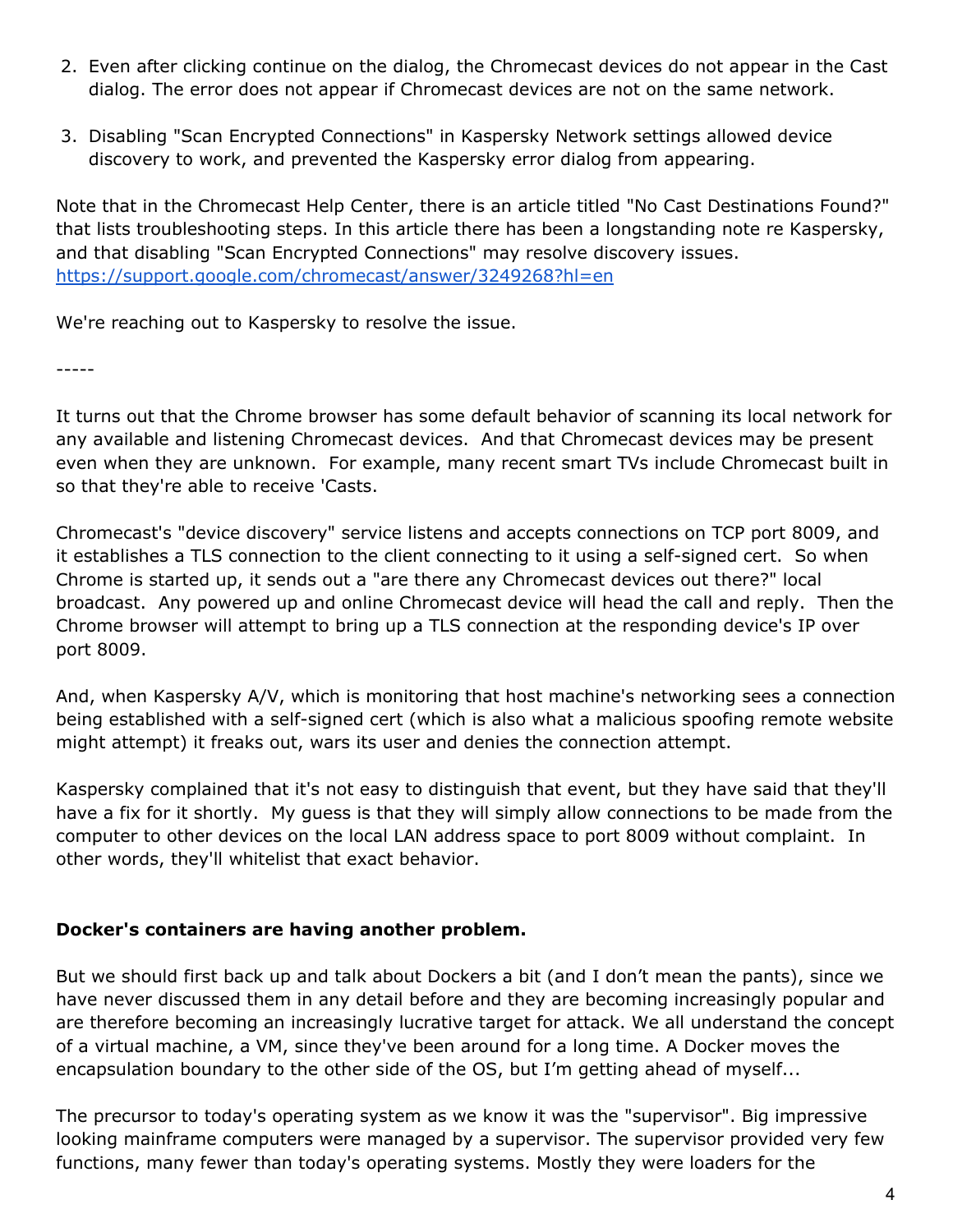2. Even after clicking continue on the dialog, the Chromecast devices do not appear in the Cast dialog. The error does not appear if Chromecast devices are not on the same network.

3. Disabling "Scan Encrypted Connections" in Kaspersky Network settings allowed device discovery to work, and prevented the Kaspersky error dialog from appearing.

Note that in the Chromecast Help Center, there is an article titled "No Cast Destinations Found?" that lists troubleshooting steps. In this article there has been a longstanding note re Kaspersky, and that disabling "Scan Encrypted Connections" may resolve discovery issues. https://support.google.com/chromecast/answer/3249268?hl=en

We're reaching out to Kaspersky to resolve the issue.

-----

It turns out that the Chrome browser has some default behavior of scanning its local network for any available and listening Chromecast devices. And that Chromecast devices may be present even when they are unknown. For example, many recent smart TVs include Chromecast built in so that they're able to receive 'Casts.

Chromecast's "device discovery" service listens and accepts connections on TCP port 8009, and it establishes a TLS connection to the client connecting to it using a self-signed cert. So when Chrome is started up, it sends out a "are there any Chromecast devices out there?" local broadcast. Any powered up and online Chromecast device will head the call and reply. Then the Chrome browser will attempt to bring up a TLS connection at the responding device's IP over port 8009.

And, when Kaspersky A/V, which is monitoring that host machine's networking sees a connection being established with a self-signed cert (which is also what a malicious spoofing remote website might attempt) it freaks out, wars its user and denies the connection attempt.

Kaspersky complained that it's not easy to distinguish that event, but they have said that they'll have a fix for it shortly. My guess is that they will simply allow connections to be made from the computer to other devices on the local LAN address space to port 8009 without complaint. In other words, they'll whitelist that exact behavior.

**Docker's containers are having another problem.**

But we should first back up and talk about Dockers a bit (and I don't mean the pants), since we have never discussed them in any detail before and they are becoming increasingly popular and are therefore becoming an increasingly lucrative target for attack. We all understand the concept of a virtual machine, a VM, since they've been around for a long time. A Docker moves the encapsulation boundary to the other side of the OS, but I'm getting ahead of myself...

The precursor to today's operating system as we know it was the "supervisor". Big impressive looking mainframe computers were managed by a supervisor. The supervisor provided very few functions, many fewer than today's operating systems. Mostly they were loaders for the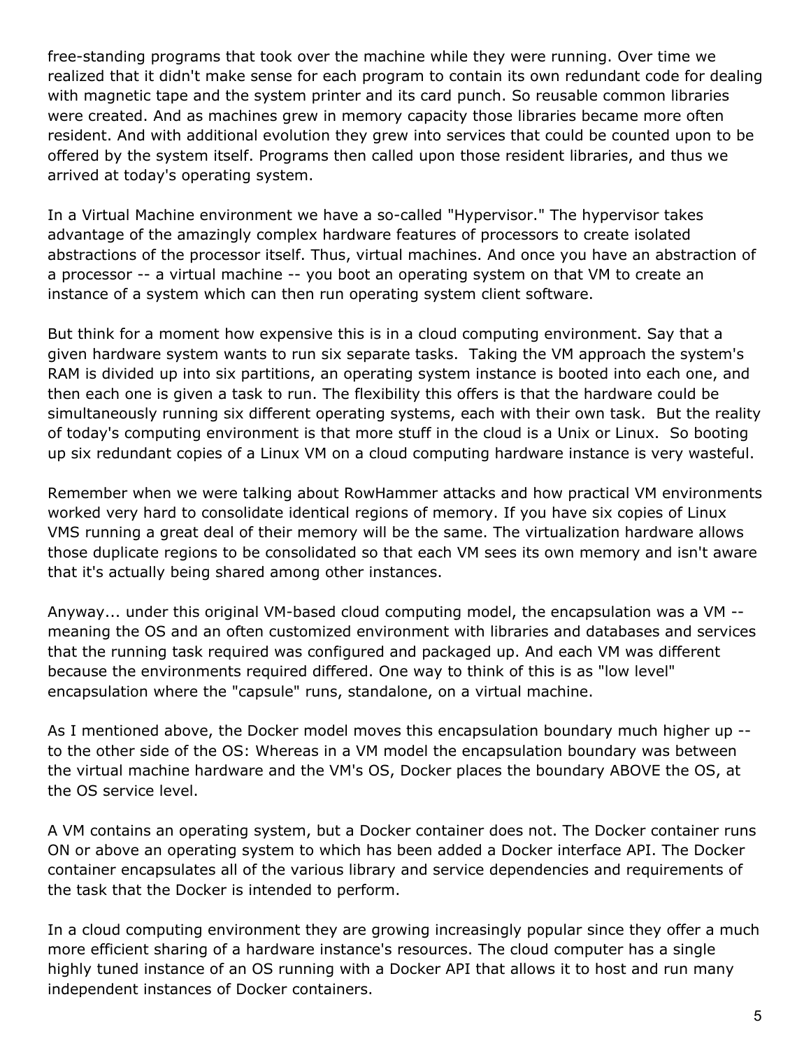free-standing programs that took over the machine while they were running. Over time we realized that it didn't make sense for each program to contain its own redundant code for dealing with magnetic tape and the system printer and its card punch. So reusable common libraries were created. And as machines grew in memory capacity those libraries became more often resident. And with additional evolution they grew into services that could be counted upon to be offered by the system itself. Programs then called upon those resident libraries, and thus we arrived at today's operating system.

In a Virtual Machine environment we have a so-called "Hypervisor." The hypervisor takes advantage of the amazingly complex hardware features of processors to create isolated abstractions of the processor itself. Thus, virtual machines. And once you have an abstraction of a processor -- a virtual machine -- you boot an operating system on that VM to create an instance of a system which can then run operating system client software.

But think for a moment how expensive this is in a cloud computing environment. Say that a given hardware system wants to run six separate tasks.  Taking the VM approach the system's RAM is divided up into six partitions, an operating system instance is booted into each one, and then each one is given a task to run. The flexibility this offers is that the hardware could be simultaneously running six different operating systems, each with their own task.  But the reality of today's computing environment is that more stuff in the cloud is a Unix or Linux.  So booting up six redundant copies of a Linux VM on a cloud computing hardware instance is very wasteful.

Remember when we were talking about RowHammer attacks and how practical VM environments worked very hard to consolidate identical regions of memory. If you have six copies of Linux VMS running a great deal of their memory will be the same. The virtualization hardware allows those duplicate regions to be consolidated so that each VM sees its own memory and isn't aware that it's actually being shared among other instances.

Anyway... under this original VM-based cloud computing model, the encapsulation was a VM -- meaning the OS and an often customized environment with libraries and databases and services that the running task required was configured and packaged up. And each VM was different because the environments required differed. One way to think of this is as "low level" encapsulation where the "capsule" runs, standalone, on a virtual machine.

As I mentioned above, the Docker model moves this encapsulation boundary much higher up -- to the other side of the OS: Whereas in a VM model the encapsulation boundary was between the virtual machine hardware and the VM's OS, Docker places the boundary ABOVE the OS, at the OS service level.

A VM contains an operating system, but a Docker container does not. The Docker container runs ON or above an operating system to which has been added a Docker interface API. The Docker container encapsulates all of the various library and service dependencies and requirements of the task that the Docker is intended to perform.

In a cloud computing environment they are growing increasingly popular since they offer a much more efficient sharing of a hardware instance's resources. The cloud computer has a single highly tuned instance of an OS running with a Docker API that allows it to host and run many independent instances of Docker containers.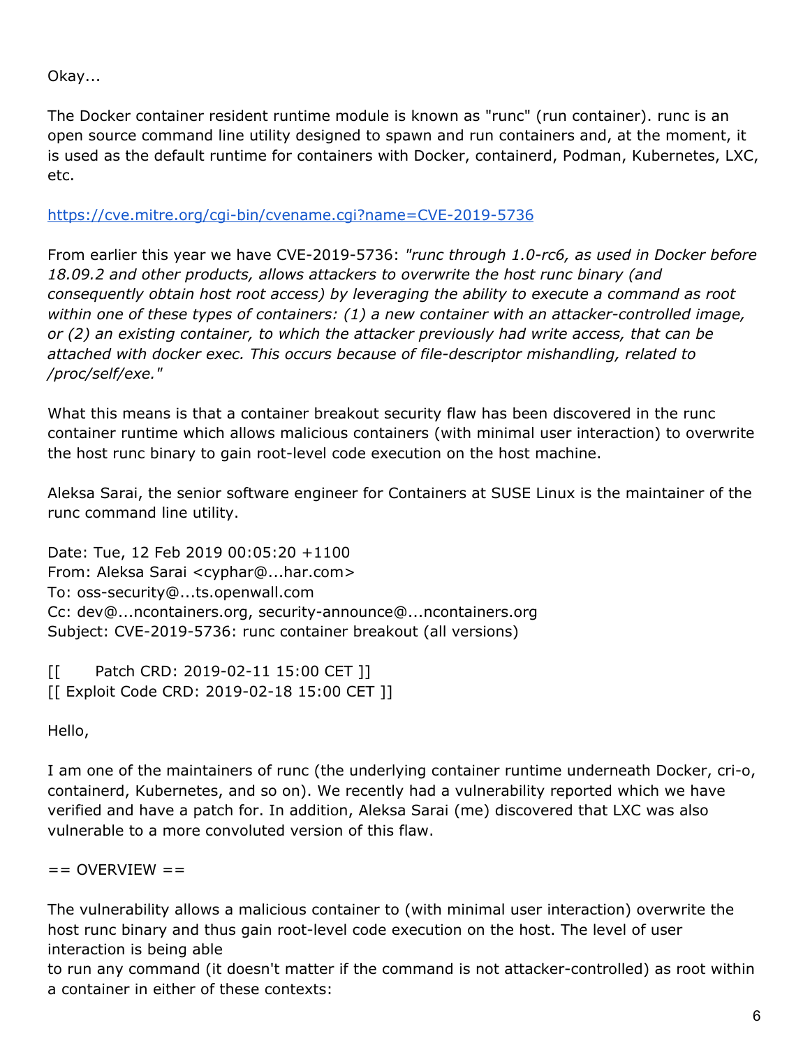Okay...

The Docker container resident runtime module is known as "runc" (run container). runc is an open source command line utility designed to spawn and run containers and, at the moment, it is used as the default runtime for containers with Docker, containerd, Podman, Kubernetes, LXC, etc.

https://cve.mitre.org/cgi-bin/cvename.cgi?name=CVE-2019-5736

From earlier this year we have CVE-2019-5736: *"runc through 1.0-rc6, as used in Docker before 18.09.2 and other products, allows attackers to overwrite the host runc binary (and consequently obtain host root access) by leveraging the ability to execute a command as root within one of these types of containers: (1) a new container with an attacker-controlled image, or (2) an existing container, to which the attacker previously had write access, that can be attached with docker exec. This occurs because of file-descriptor mishandling, related to /proc/self/exe."*

What this means is that a container breakout security flaw has been discovered in the runc container runtime which allows malicious containers (with minimal user interaction) to overwrite the host runc binary to gain root-level code execution on the host machine.

Aleksa Sarai, the senior software engineer for Containers at SUSE Linux is the maintainer of the runc command line utility.

Date: Tue, 12 Feb 2019 00:05:20 +1100
From: Aleksa Sarai <cyphar@...har.com>
To: oss-security@...ts.openwall.com
Cc: dev@...ncontainers.org, security-announce@...ncontainers.org
Subject: CVE-2019-5736: runc container breakout (all versions)

[[      Patch CRD: 2019-02-11 15:00 CET ]]
[[ Exploit Code CRD: 2019-02-18 15:00 CET ]]

Hello,

I am one of the maintainers of runc (the underlying container runtime underneath Docker, cri-o, containerd, Kubernetes, and so on). We recently had a vulnerability reported which we have verified and have a patch for. In addition, Aleksa Sarai (me) discovered that LXC was also vulnerable to a more convoluted version of this flaw.

== OVERVIEW ==

The vulnerability allows a malicious container to (with minimal user interaction) overwrite the host runc binary and thus gain root-level code execution on the host. The level of user interaction is being able
to run any command (it doesn't matter if the command is not attacker-controlled) as root within a container in either of these contexts: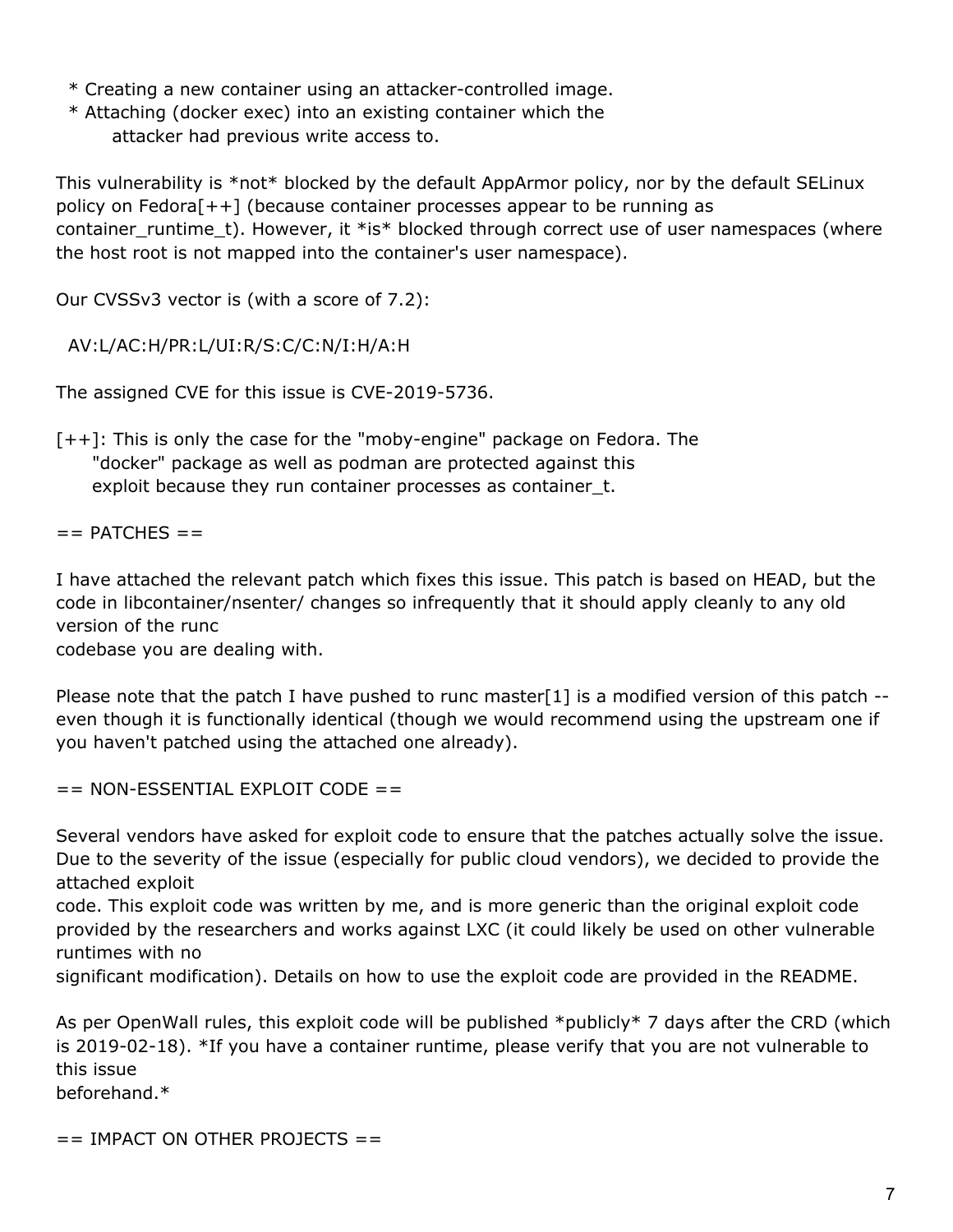* Creating a new container using an attacker-controlled image.
  * Attaching (docker exec) into an existing container which the
      attacker had previous write access to.

This vulnerability is *not* blocked by the default AppArmor policy, nor by the default SELinux policy on Fedora[++] (because container processes appear to be running as container_runtime_t). However, it *is* blocked through correct use of user namespaces (where the host root is not mapped into the container's user namespace).

Our CVSSv3 vector is (with a score of 7.2):

  AV:L/AC:H/PR:L/UI:R/S:C/C:N/I:H/A:H

The assigned CVE for this issue is CVE-2019-5736.

[++]: This is only the case for the "moby-engine" package on Fedora. The
    "docker" package as well as podman are protected against this
    exploit because they run container processes as container_t.

== PATCHES ==

I have attached the relevant patch which fixes this issue. This patch is based on HEAD, but the code in libcontainer/nsenter/ changes so infrequently that it should apply cleanly to any old version of the runc
codebase you are dealing with.

Please note that the patch I have pushed to runc master[1] is a modified version of this patch -- even though it is functionally identical (though we would recommend using the upstream one if you haven't patched using the attached one already).

== NON-ESSENTIAL EXPLOIT CODE ==

Several vendors have asked for exploit code to ensure that the patches actually solve the issue. Due to the severity of the issue (especially for public cloud vendors), we decided to provide the attached exploit
code. This exploit code was written by me, and is more generic than the original exploit code provided by the researchers and works against LXC (it could likely be used on other vulnerable runtimes with no
significant modification). Details on how to use the exploit code are provided in the README.

As per OpenWall rules, this exploit code will be published *publicly* 7 days after the CRD (which is 2019-02-18). *If you have a container runtime, please verify that you are not vulnerable to this issue
beforehand.*

== IMPACT ON OTHER PROJECTS ==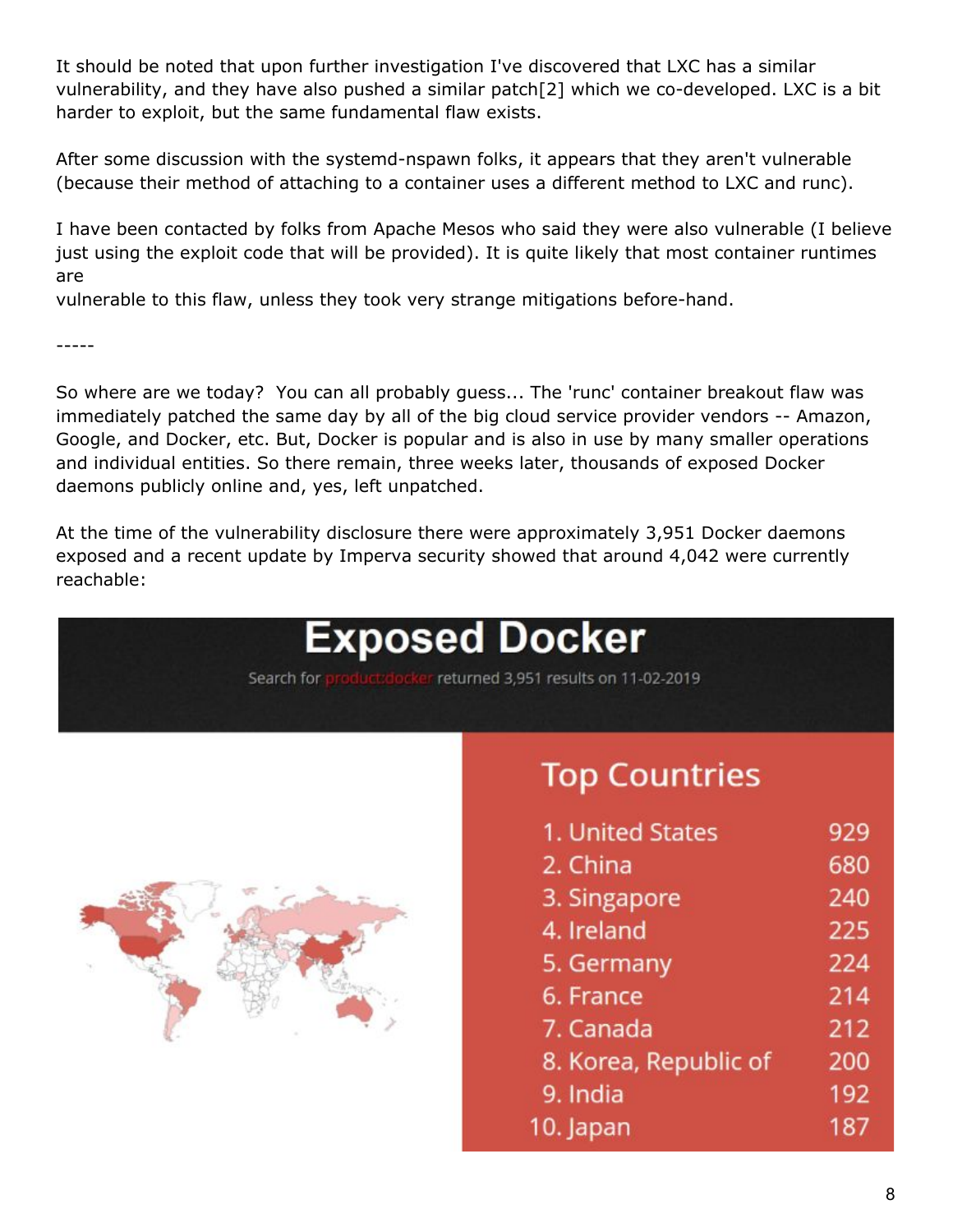It should be noted that upon further investigation I've discovered that LXC has a similar vulnerability, and they have also pushed a similar patch[2] which we co-developed. LXC is a bit harder to exploit, but the same fundamental flaw exists.

After some discussion with the systemd-nspawn folks, it appears that they aren't vulnerable (because their method of attaching to a container uses a different method to LXC and runc).

I have been contacted by folks from Apache Mesos who said they were also vulnerable (I believe just using the exploit code that will be provided). It is quite likely that most container runtimes are vulnerable to this flaw, unless they took very strange mitigations before-hand.

-----

So where are we today? You can all probably guess... The 'runc' container breakout flaw was immediately patched the same day by all of the big cloud service provider vendors -- Amazon, Google, and Docker, etc. But, Docker is popular and is also in use by many smaller operations and individual entities. So there remain, three weeks later, thousands of exposed Docker daemons publicly online and, yes, left unpatched.

At the time of the vulnerability disclosure there were approximately 3,951 Docker daemons exposed and a recent update by Imperva security showed that around 4,042 were currently reachable:

Exposed Docker

Search for product:docker returned 3,951 results on 11-02-2019

Top Countries

1. United States 929
2. China 680
3. Singapore 240
4. Ireland 225
5. Germany 224
6. France 214
7. Canada 212
8. Korea, Republic of 200
9. India 192
10. Japan 187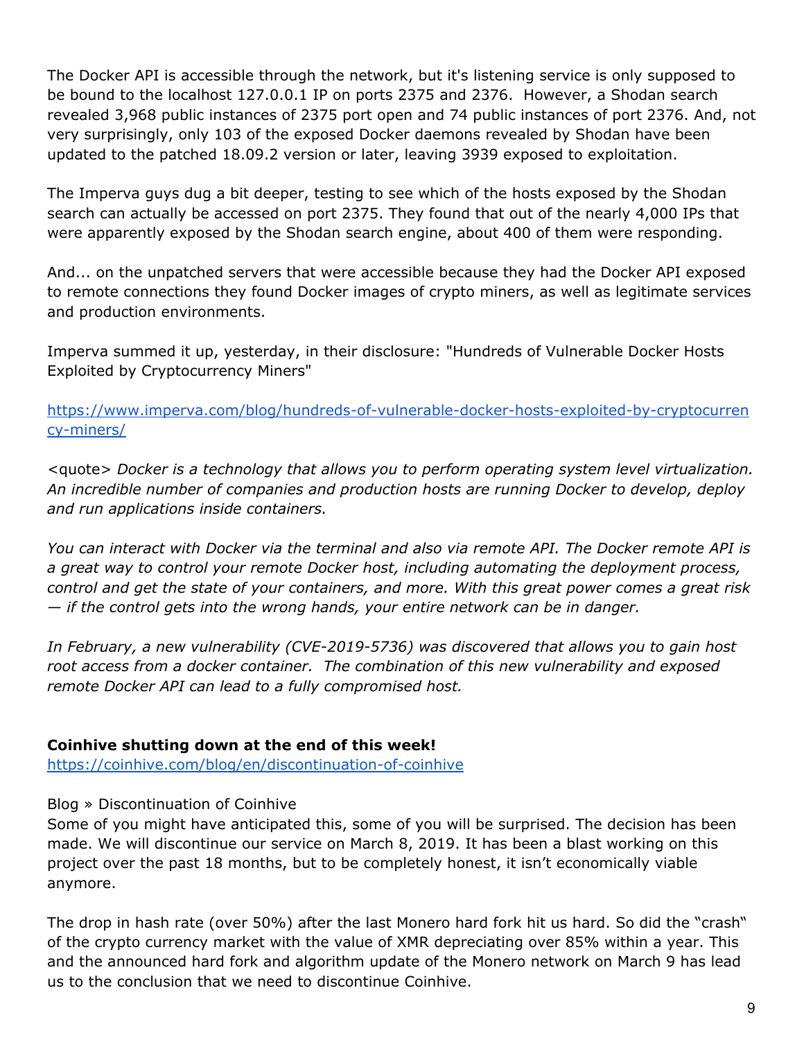The Docker API is accessible through the network, but it's listening service is only supposed to be bound to the localhost 127.0.0.1 IP on ports 2375 and 2376. However, a Shodan search revealed 3,968 public instances of 2375 port open and 74 public instances of port 2376. And, not very surprisingly, only 103 of the exposed Docker daemons revealed by Shodan have been updated to the patched 18.09.2 version or later, leaving 3939 exposed to exploitation.

The Imperva guys dug a bit deeper, testing to see which of the hosts exposed by the Shodan search can actually be accessed on port 2375. They found that out of the nearly 4,000 IPs that were apparently exposed by the Shodan search engine, about 400 of them were responding.

And... on the unpatched servers that were accessible because they had the Docker API exposed to remote connections they found Docker images of crypto miners, as well as legitimate services and production environments.

Imperva summed it up, yesterday, in their disclosure: "Hundreds of Vulnerable Docker Hosts Exploited by Cryptocurrency Miners"

https://www.imperva.com/blog/hundreds-of-vulnerable-docker-hosts-exploited-by-cryptocurrency-miners/

<quote> *Docker is a technology that allows you to perform operating system level virtualization. An incredible number of companies and production hosts are running Docker to develop, deploy and run applications inside containers.*

*You can interact with Docker via the terminal and also via remote API. The Docker remote API is a great way to control your remote Docker host, including automating the deployment process, control and get the state of your containers, and more. With this great power comes a great risk — if the control gets into the wrong hands, your entire network can be in danger.*

*In February, a new vulnerability (CVE-2019-5736) was discovered that allows you to gain host root access from a docker container. The combination of this new vulnerability and exposed remote Docker API can lead to a fully compromised host.*

**Coinhive shutting down at the end of this week!**
https://coinhive.com/blog/en/discontinuation-of-coinhive

Blog » Discontinuation of Coinhive
Some of you might have anticipated this, some of you will be surprised. The decision has been made. We will discontinue our service on March 8, 2019. It has been a blast working on this project over the past 18 months, but to be completely honest, it isn't economically viable anymore.

The drop in hash rate (over 50%) after the last Monero hard fork hit us hard. So did the "crash" of the crypto currency market with the value of XMR depreciating over 85% within a year. This and the announced hard fork and algorithm update of the Monero network on March 9 has lead us to the conclusion that we need to discontinue Coinhive.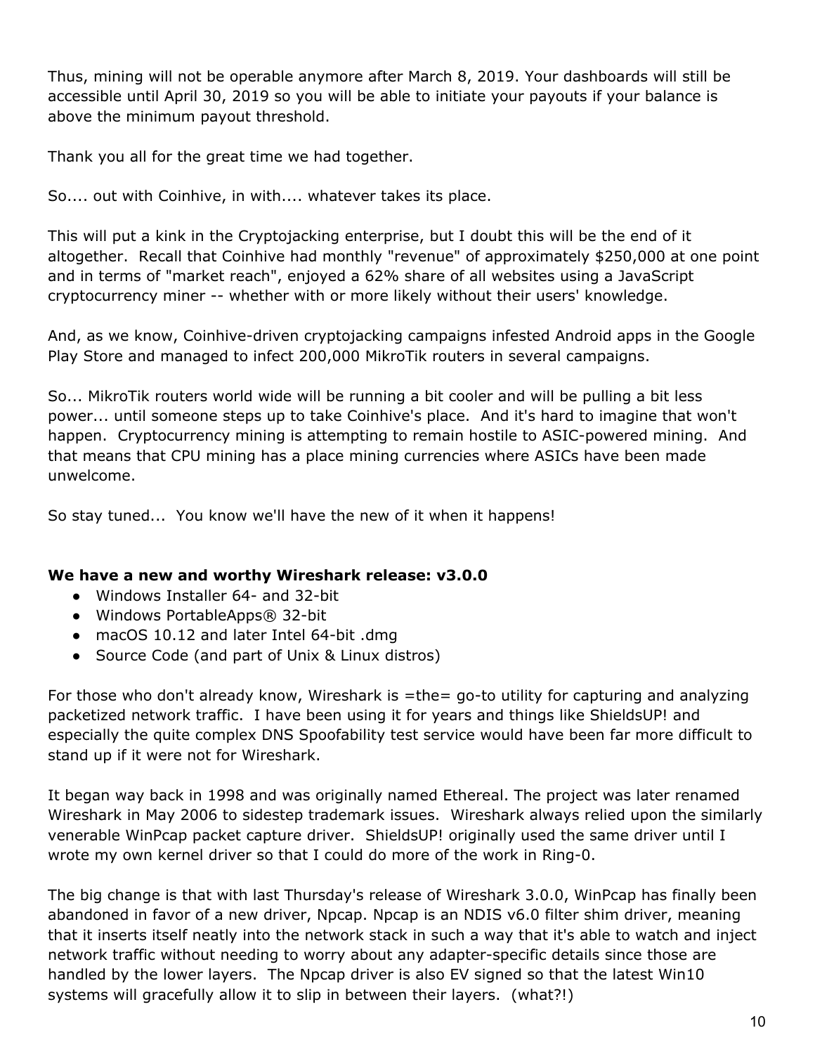Thus, mining will not be operable anymore after March 8, 2019. Your dashboards will still be accessible until April 30, 2019 so you will be able to initiate your payouts if your balance is above the minimum payout threshold.

Thank you all for the great time we had together.

So.... out with Coinhive, in with.... whatever takes its place.

This will put a kink in the Cryptojacking enterprise, but I doubt this will be the end of it altogether. Recall that Coinhive had monthly "revenue" of approximately $250,000 at one point and in terms of "market reach", enjoyed a 62% share of all websites using a JavaScript cryptocurrency miner -- whether with or more likely without their users' knowledge.

And, as we know, Coinhive-driven cryptojacking campaigns infested Android apps in the Google Play Store and managed to infect 200,000 MikroTik routers in several campaigns.

So... MikroTik routers world wide will be running a bit cooler and will be pulling a bit less power... until someone steps up to take Coinhive's place. And it's hard to imagine that won't happen. Cryptocurrency mining is attempting to remain hostile to ASIC-powered mining. And that means that CPU mining has a place mining currencies where ASICs have been made unwelcome.

So stay tuned... You know we'll have the new of it when it happens!

**We have a new and worthy Wireshark release: v3.0.0**

- Windows Installer 64- and 32-bit
- Windows PortableApps® 32-bit
- macOS 10.12 and later Intel 64-bit .dmg
- Source Code (and part of Unix & Linux distros)

For those who don't already know, Wireshark is =the= go-to utility for capturing and analyzing packetized network traffic. I have been using it for years and things like ShieldsUP! and especially the quite complex DNS Spoofability test service would have been far more difficult to stand up if it were not for Wireshark.

It began way back in 1998 and was originally named Ethereal. The project was later renamed Wireshark in May 2006 to sidestep trademark issues. Wireshark always relied upon the similarly venerable WinPcap packet capture driver. ShieldsUP! originally used the same driver until I wrote my own kernel driver so that I could do more of the work in Ring-0.

The big change is that with last Thursday's release of Wireshark 3.0.0, WinPcap has finally been abandoned in favor of a new driver, Npcap. Npcap is an NDIS v6.0 filter shim driver, meaning that it inserts itself neatly into the network stack in such a way that it's able to watch and inject network traffic without needing to worry about any adapter-specific details since those are handled by the lower layers. The Npcap driver is also EV signed so that the latest Win10 systems will gracefully allow it to slip in between their layers. (what?!)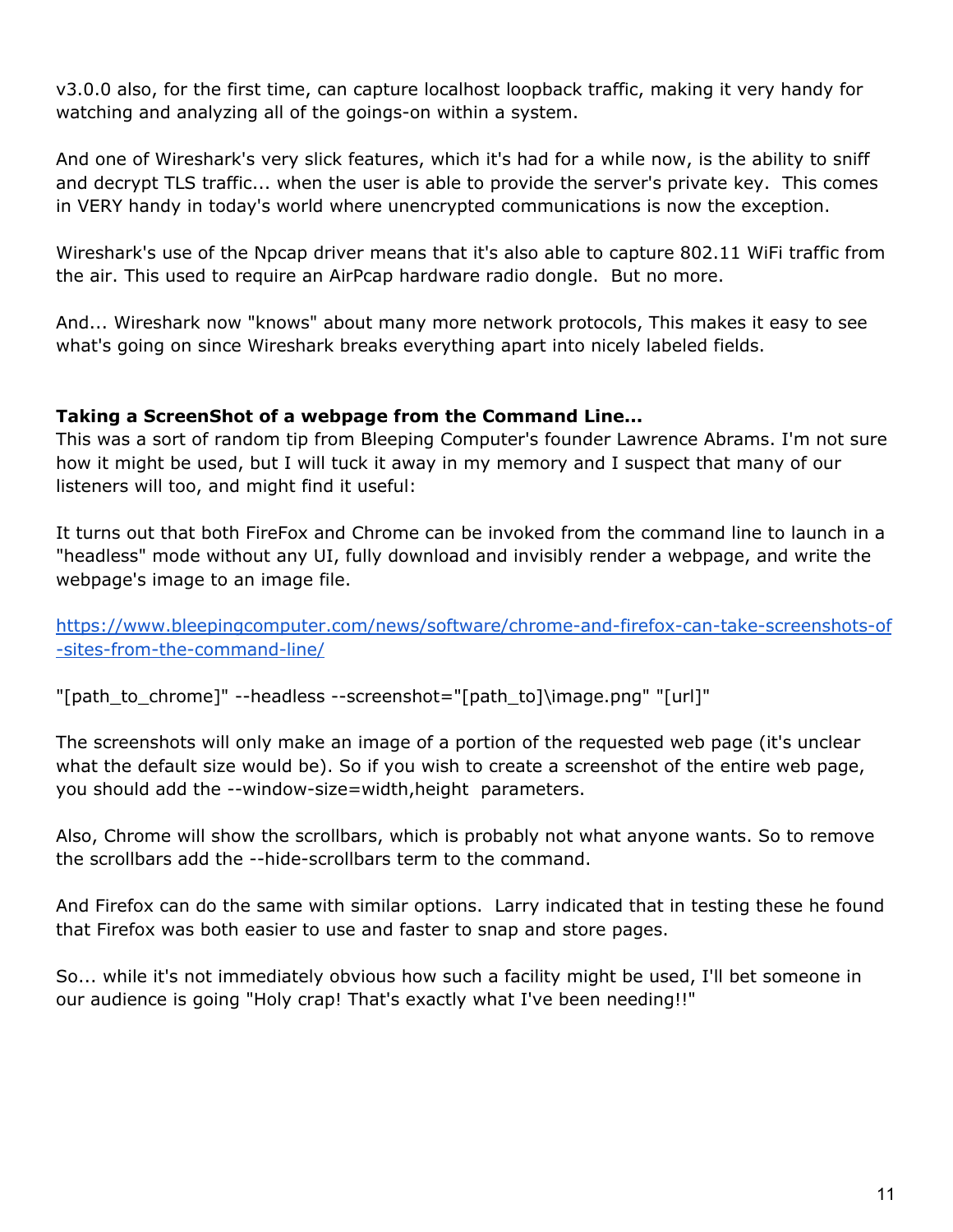v3.0.0 also, for the first time, can capture localhost loopback traffic, making it very handy for watching and analyzing all of the goings-on within a system.

And one of Wireshark's very slick features, which it's had for a while now, is the ability to sniff and decrypt TLS traffic... when the user is able to provide the server's private key. This comes in VERY handy in today's world where unencrypted communications is now the exception.

Wireshark's use of the Npcap driver means that it's also able to capture 802.11 WiFi traffic from the air. This used to require an AirPcap hardware radio dongle. But no more.

And... Wireshark now "knows" about many more network protocols, This makes it easy to see what's going on since Wireshark breaks everything apart into nicely labeled fields.

**Taking a ScreenShot of a webpage from the Command Line...**

This was a sort of random tip from Bleeping Computer's founder Lawrence Abrams. I'm not sure how it might be used, but I will tuck it away in my memory and I suspect that many of our listeners will too, and might find it useful:

It turns out that both FireFox and Chrome can be invoked from the command line to launch in a "headless" mode without any UI, fully download and invisibly render a webpage, and write the webpage's image to an image file.

https://www.bleepingcomputer.com/news/software/chrome-and-firefox-can-take-screenshots-of-sites-from-the-command-line/

"[path_to_chrome]" --headless --screenshot="[path_to]\image.png" "[url]"

The screenshots will only make an image of a portion of the requested web page (it's unclear what the default size would be). So if you wish to create a screenshot of the entire web page, you should add the --window-size=width,height parameters.

Also, Chrome will show the scrollbars, which is probably not what anyone wants. So to remove the scrollbars add the --hide-scrollbars term to the command.

And Firefox can do the same with similar options. Larry indicated that in testing these he found that Firefox was both easier to use and faster to snap and store pages.

So... while it's not immediately obvious how such a facility might be used, I'll bet someone in our audience is going "Holy crap! That's exactly what I've been needing!!"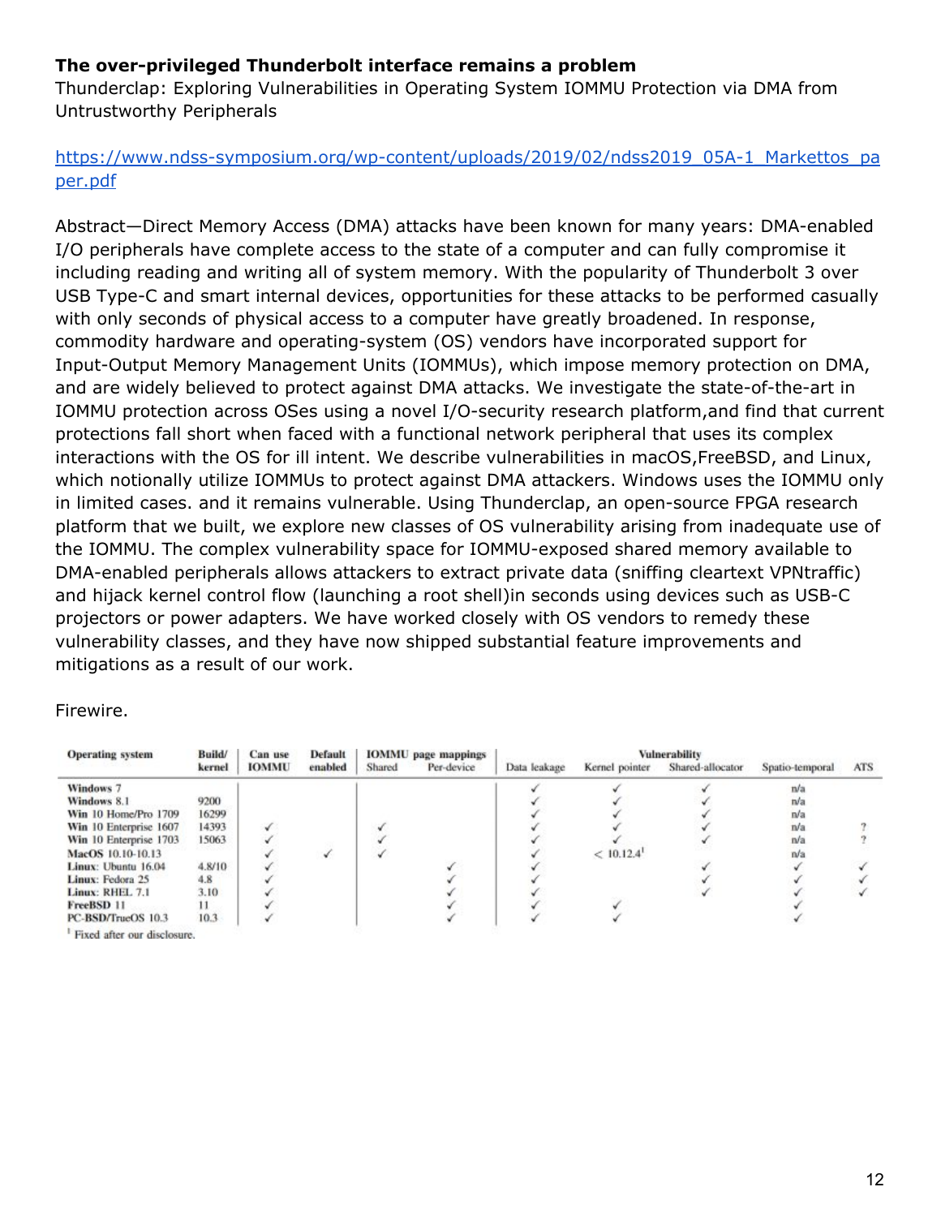**The over-privileged Thunderbolt interface remains a problem**

Thunderclap: Exploring Vulnerabilities in Operating System IOMMU Protection via DMA from Untrustworthy Peripherals

https://www.ndss-symposium.org/wp-content/uploads/2019/02/ndss2019_05A-1_Markettos_paper.pdf

Abstract—Direct Memory Access (DMA) attacks have been known for many years: DMA-enabled I/O peripherals have complete access to the state of a computer and can fully compromise it including reading and writing all of system memory. With the popularity of Thunderbolt 3 over USB Type-C and smart internal devices, opportunities for these attacks to be performed casually with only seconds of physical access to a computer have greatly broadened. In response, commodity hardware and operating-system (OS) vendors have incorporated support for Input-Output Memory Management Units (IOMMUs), which impose memory protection on DMA, and are widely believed to protect against DMA attacks. We investigate the state-of-the-art in IOMMU protection across OSes using a novel I/O-security research platform,and find that current protections fall short when faced with a functional network peripheral that uses its complex interactions with the OS for ill intent. We describe vulnerabilities in macOS,FreeBSD, and Linux, which notionally utilize IOMMUs to protect against DMA attackers. Windows uses the IOMMU only in limited cases. and it remains vulnerable. Using Thunderclap, an open-source FPGA research platform that we built, we explore new classes of OS vulnerability arising from inadequate use of the IOMMU. The complex vulnerability space for IOMMU-exposed shared memory available to DMA-enabled peripherals allows attackers to extract private data (sniffing cleartext VPNtraffic) and hijack kernel control flow (launching a root shell)in seconds using devices such as USB-C projectors or power adapters. We have worked closely with OS vendors to remedy these vulnerability classes, and they have now shipped substantial feature improvements and mitigations as a result of our work.

Firewire.

| Operating system | Build/ kernel | Can use IOMMU | Default enabled | IOMMU page mappings | | Vulnerability | | | | |
|---|---|---|---|---|---|---|---|---|---|---|
| | | | | Shared | Per-device | Data leakage | Kernel pointer | Shared-allocator | Spatio-temporal | ATS |
| **Windows** 7 | | | | | | ✓ | ✓ | ✓ | n/a | |
| **Windows** 8.1 | 9200 | | | | | ✓ | ✓ | ✓ | n/a | |
| **Win** 10 Home/Pro 1709 | 16299 | | | | | ✓ | ✓ | ✓ | n/a | |
| **Win** 10 Enterprise 1607 | 14393 | ✓ | | ✓ | | ✓ | ✓ | ✓ | n/a | ? |
| **Win** 10 Enterprise 1703 | 15063 | ✓ | | ✓ | | ✓ | ✓ | ✓ | n/a | ? |
| **MacOS** 10.10-10.13 | | ✓ | ✓ | ✓ | | ✓ | < 10.12.4[1] | | n/a | |
| **Linux**: Ubuntu 16.04 | 4.8/10 | ✓ | | | ✓ | ✓ | | ✓ | ✓ | ✓ |
| **Linux**: Fedora 25 | 4.8 | ✓ | | | ✓ | ✓ | | ✓ | ✓ | ✓ |
| **Linux**: RHEL 7.1 | 3.10 | ✓ | | | ✓ | ✓ | | ✓ | ✓ | ✓ |
| **FreeBSD** 11 | 11 | ✓ | | | ✓ | ✓ | ✓ | | ✓ | |
| **PC-BSD/TrueOS** 10.3 | 10.3 | ✓ | | | ✓ | ✓ | ✓ | | ✓ | |

[1] Fixed after our disclosure.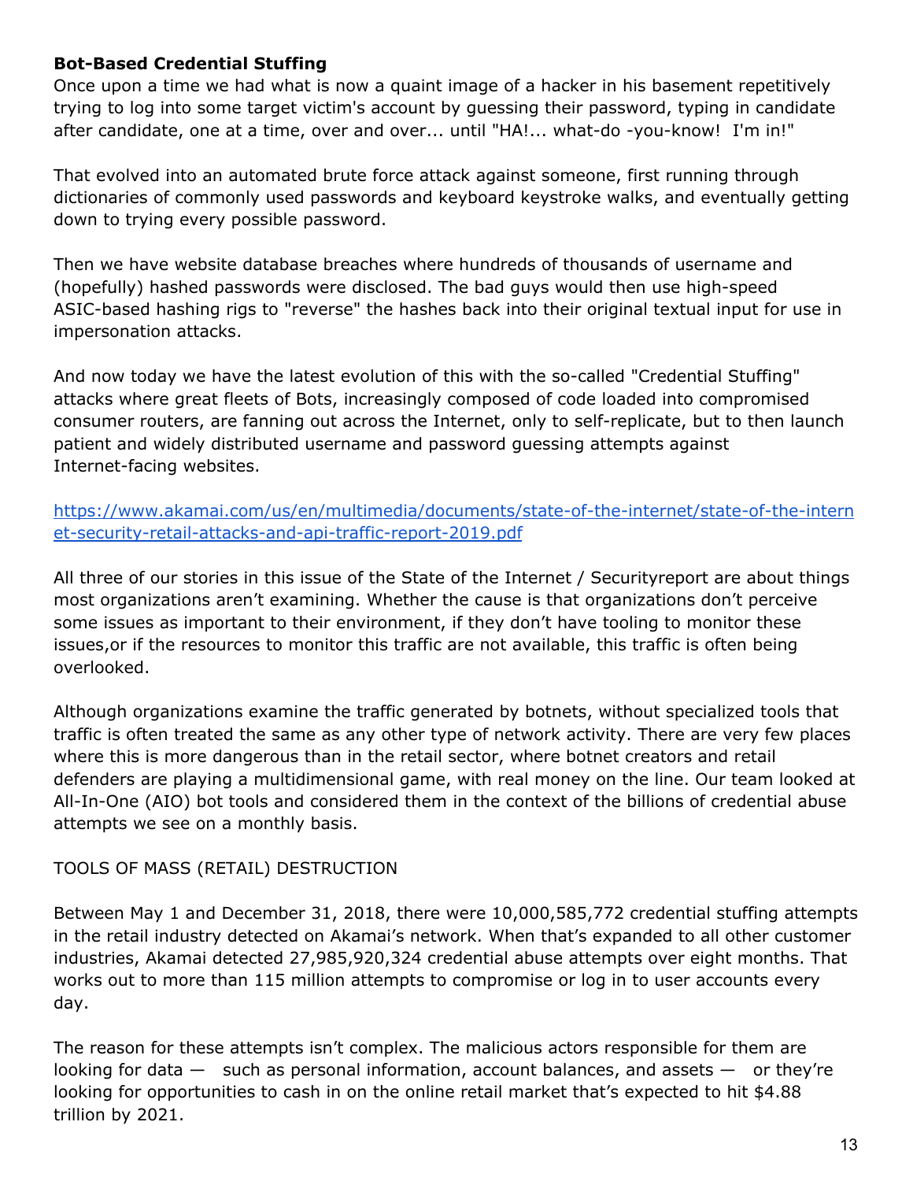**Bot-Based Credential Stuffing**

Once upon a time we had what is now a quaint image of a hacker in his basement repetitively trying to log into some target victim's account by guessing their password, typing in candidate after candidate, one at a time, over and over... until "HA!... what-do -you-know! I'm in!"

That evolved into an automated brute force attack against someone, first running through dictionaries of commonly used passwords and keyboard keystroke walks, and eventually getting down to trying every possible password.

Then we have website database breaches where hundreds of thousands of username and (hopefully) hashed passwords were disclosed. The bad guys would then use high-speed ASIC-based hashing rigs to "reverse" the hashes back into their original textual input for use in impersonation attacks.

And now today we have the latest evolution of this with the so-called "Credential Stuffing" attacks where great fleets of Bots, increasingly composed of code loaded into compromised consumer routers, are fanning out across the Internet, only to self-replicate, but to then launch patient and widely distributed username and password guessing attempts against Internet-facing websites.

https://www.akamai.com/us/en/multimedia/documents/state-of-the-internet/state-of-the-internet-security-retail-attacks-and-api-traffic-report-2019.pdf

All three of our stories in this issue of the State of the Internet / Securityreport are about things most organizations aren't examining. Whether the cause is that organizations don't perceive some issues as important to their environment, if they don't have tooling to monitor these issues,or if the resources to monitor this traffic are not available, this traffic is often being overlooked.

Although organizations examine the traffic generated by botnets, without specialized tools that traffic is often treated the same as any other type of network activity. There are very few places where this is more dangerous than in the retail sector, where botnet creators and retail defenders are playing a multidimensional game, with real money on the line. Our team looked at All-In-One (AIO) bot tools and considered them in the context of the billions of credential abuse attempts we see on a monthly basis.

TOOLS OF MASS (RETAIL) DESTRUCTION

Between May 1 and December 31, 2018, there were 10,000,585,772 credential stuffing attempts in the retail industry detected on Akamai's network. When that's expanded to all other customer industries, Akamai detected 27,985,920,324 credential abuse attempts over eight months. That works out to more than 115 million attempts to compromise or log in to user accounts every day.

The reason for these attempts isn't complex. The malicious actors responsible for them are looking for data — such as personal information, account balances, and assets — or they're looking for opportunities to cash in on the online retail market that's expected to hit $4.88 trillion by 2021.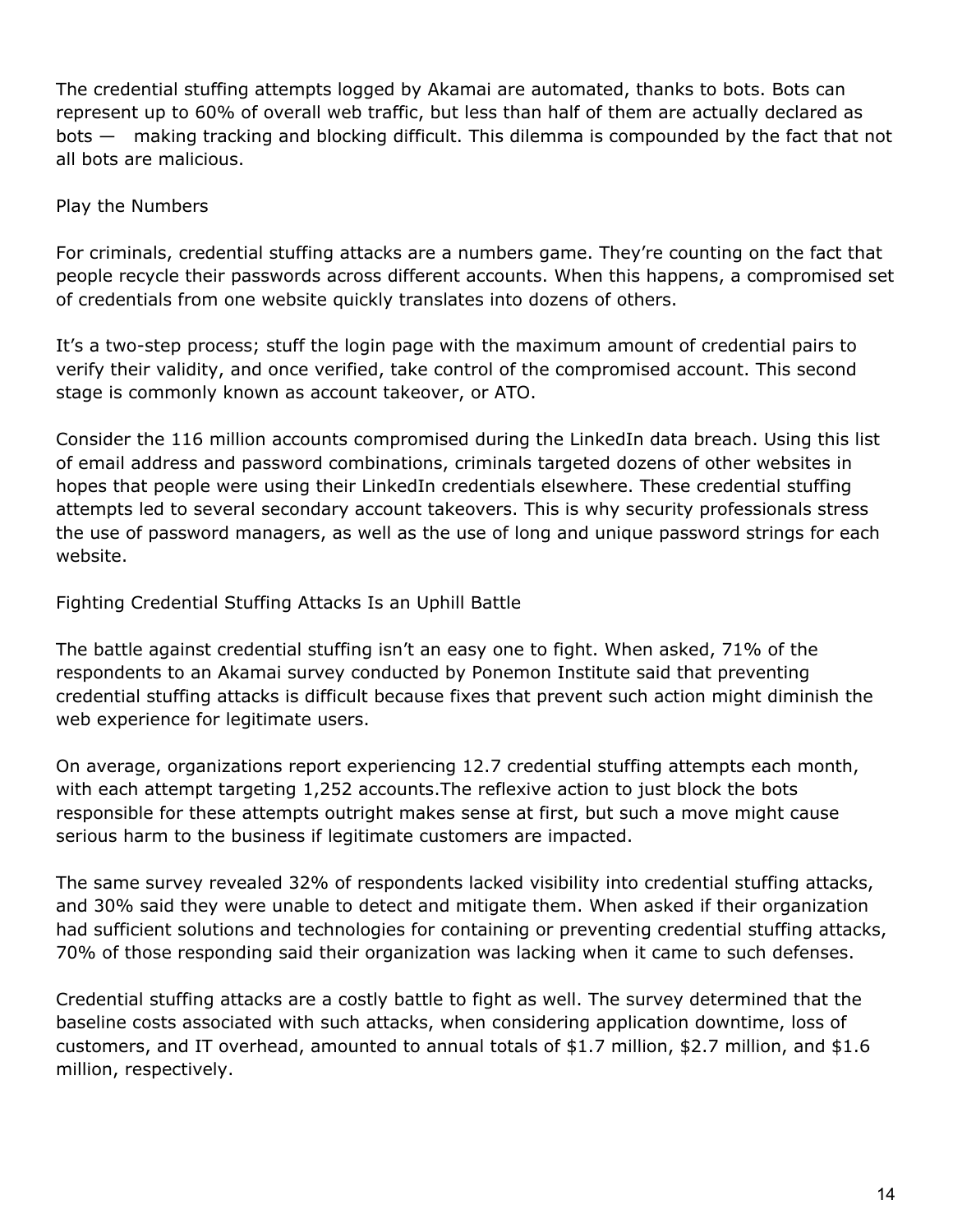The credential stuffing attempts logged by Akamai are automated, thanks to bots. Bots can represent up to 60% of overall web traffic, but less than half of them are actually declared as bots — making tracking and blocking difficult. This dilemma is compounded by the fact that not all bots are malicious.

## Play the Numbers

For criminals, credential stuffing attacks are a numbers game. They're counting on the fact that people recycle their passwords across different accounts. When this happens, a compromised set of credentials from one website quickly translates into dozens of others.

It's a two-step process; stuff the login page with the maximum amount of credential pairs to verify their validity, and once verified, take control of the compromised account. This second stage is commonly known as account takeover, or ATO.

Consider the 116 million accounts compromised during the LinkedIn data breach. Using this list of email address and password combinations, criminals targeted dozens of other websites in hopes that people were using their LinkedIn credentials elsewhere. These credential stuffing attempts led to several secondary account takeovers. This is why security professionals stress the use of password managers, as well as the use of long and unique password strings for each website.

## Fighting Credential Stuffing Attacks Is an Uphill Battle

The battle against credential stuffing isn't an easy one to fight. When asked, 71% of the respondents to an Akamai survey conducted by Ponemon Institute said that preventing credential stuffing attacks is difficult because fixes that prevent such action might diminish the web experience for legitimate users.

On average, organizations report experiencing 12.7 credential stuffing attempts each month, with each attempt targeting 1,252 accounts.The reflexive action to just block the bots responsible for these attempts outright makes sense at first, but such a move might cause serious harm to the business if legitimate customers are impacted.

The same survey revealed 32% of respondents lacked visibility into credential stuffing attacks, and 30% said they were unable to detect and mitigate them. When asked if their organization had sufficient solutions and technologies for containing or preventing credential stuffing attacks, 70% of those responding said their organization was lacking when it came to such defenses.

Credential stuffing attacks are a costly battle to fight as well. The survey determined that the baseline costs associated with such attacks, when considering application downtime, loss of customers, and IT overhead, amounted to annual totals of $1.7 million, $2.7 million, and $1.6 million, respectively.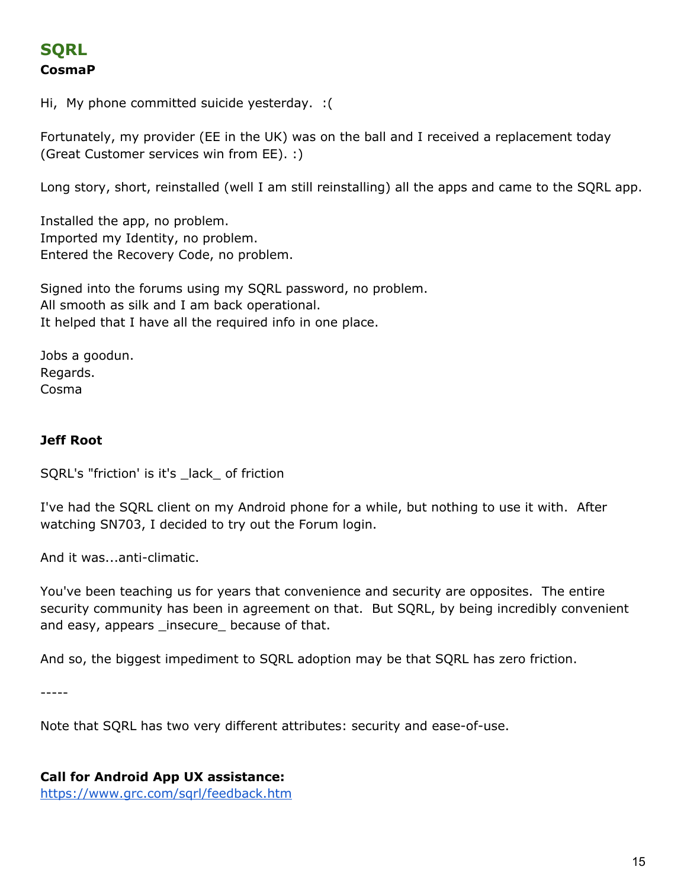## SQRL

**CosmaP**

Hi, My phone committed suicide yesterday. :(

Fortunately, my provider (EE in the UK) was on the ball and I received a replacement today (Great Customer services win from EE). :)

Long story, short, reinstalled (well I am still reinstalling) all the apps and came to the SQRL app.

Installed the app, no problem.
Imported my Identity, no problem.
Entered the Recovery Code, no problem.

Signed into the forums using my SQRL password, no problem.
All smooth as silk and I am back operational.
It helped that I have all the required info in one place.

Jobs a goodun.
Regards.
Cosma

**Jeff Root**

SQRL's "friction' is it's _lack_ of friction

I've had the SQRL client on my Android phone for a while, but nothing to use it with. After watching SN703, I decided to try out the Forum login.

And it was...anti-climatic.

You've been teaching us for years that convenience and security are opposites. The entire security community has been in agreement on that. But SQRL, by being incredibly convenient and easy, appears _insecure_ because of that.

And so, the biggest impediment to SQRL adoption may be that SQRL has zero friction.

-----

Note that SQRL has two very different attributes: security and ease-of-use.

**Call for Android App UX assistance:**
https://www.grc.com/sqrl/feedback.htm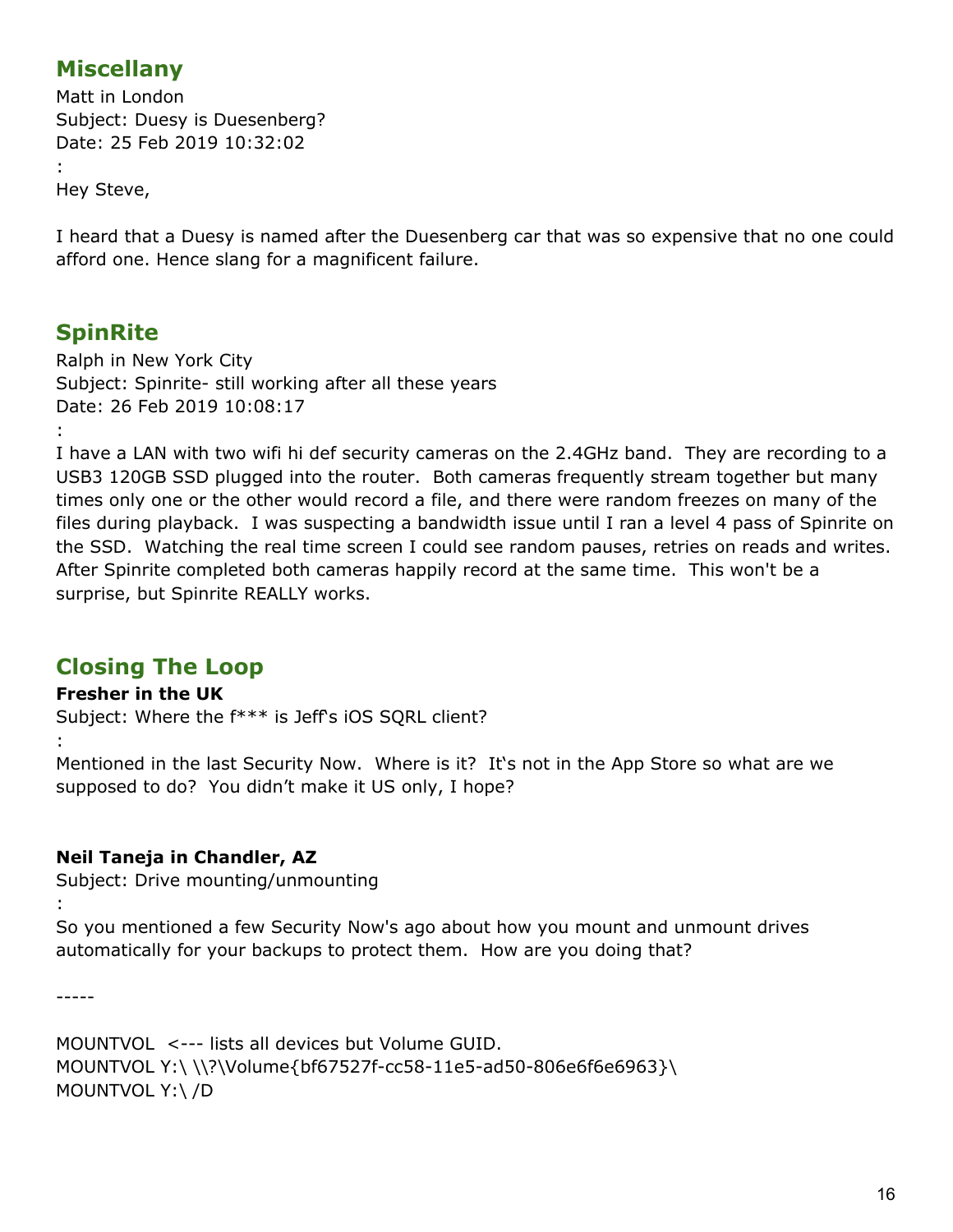## Miscellany

Matt in London
Subject: Duesy is Duesenberg?
Date: 25 Feb 2019 10:32:02
:
Hey Steve,

I heard that a Duesy is named after the Duesenberg car that was so expensive that no one could afford one. Hence slang for a magnificent failure.

## SpinRite

Ralph in New York City
Subject: Spinrite- still working after all these years
Date: 26 Feb 2019 10:08:17
:
I have a LAN with two wifi hi def security cameras on the 2.4GHz band. They are recording to a USB3 120GB SSD plugged into the router. Both cameras frequently stream together but many times only one or the other would record a file, and there were random freezes on many of the files during playback. I was suspecting a bandwidth issue until I ran a level 4 pass of Spinrite on the SSD. Watching the real time screen I could see random pauses, retries on reads and writes. After Spinrite completed both cameras happily record at the same time. This won't be a surprise, but Spinrite REALLY works.

## Closing The Loop

**Fresher in the UK**
Subject: Where the f*** is Jeff's iOS SQRL client?
:
Mentioned in the last Security Now. Where is it? It's not in the App Store so what are we supposed to do? You didn't make it US only, I hope?

**Neil Taneja in Chandler, AZ**
Subject: Drive mounting/unmounting
:
So you mentioned a few Security Now's ago about how you mount and unmount drives automatically for your backups to protect them. How are you doing that?

-----

```
MOUNTVOL  <--- lists all devices but Volume GUID.
MOUNTVOL Y:\ \\?\Volume{bf67527f-cc58-11e5-ad50-806e6f6e6963}\
MOUNTVOL Y:\ /D
```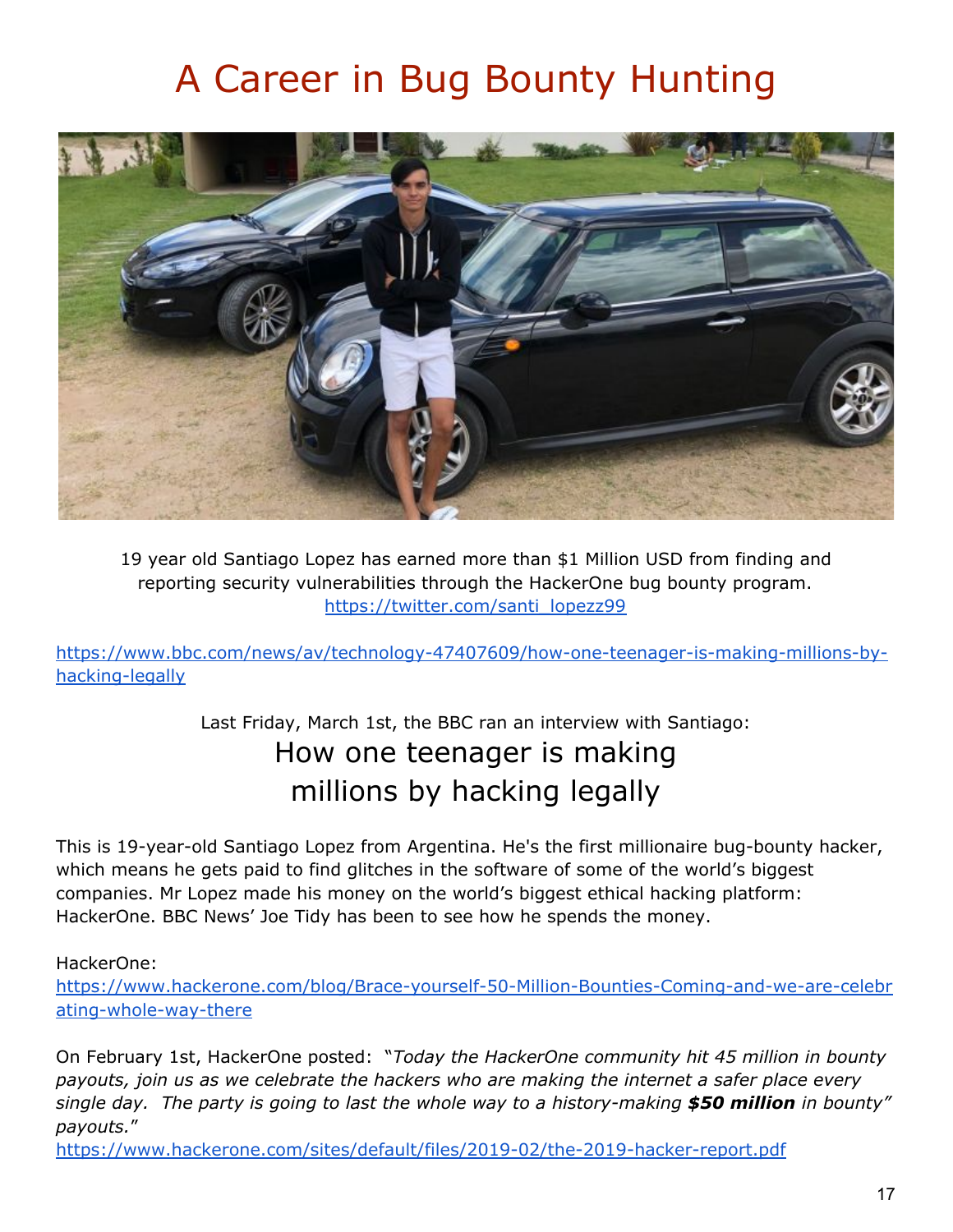# A Career in Bug Bounty Hunting

19 year old Santiago Lopez has earned more than $1 Million USD from finding and reporting security vulnerabilities through the HackerOne bug bounty program.
https://twitter.com/santi_lopezz99

https://www.bbc.com/news/av/technology-47407609/how-one-teenager-is-making-millions-by-hacking-legally

Last Friday, March 1st, the BBC ran an interview with Santiago:

## How one teenager is making millions by hacking legally

This is 19-year-old Santiago Lopez from Argentina. He's the first millionaire bug-bounty hacker, which means he gets paid to find glitches in the software of some of the world's biggest companies. Mr Lopez made his money on the world's biggest ethical hacking platform: HackerOne. BBC News' Joe Tidy has been to see how he spends the money.

HackerOne:
https://www.hackerone.com/blog/Brace-yourself-50-Million-Bounties-Coming-and-we-are-celebrating-whole-way-there

On February 1st, HackerOne posted: "*Today the HackerOne community hit 45 million in bounty payouts, join us as we celebrate the hackers who are making the internet a safer place every single day. The party is going to last the whole way to a history-making **$50 million** in bounty" payouts.*"
https://www.hackerone.com/sites/default/files/2019-02/the-2019-hacker-report.pdf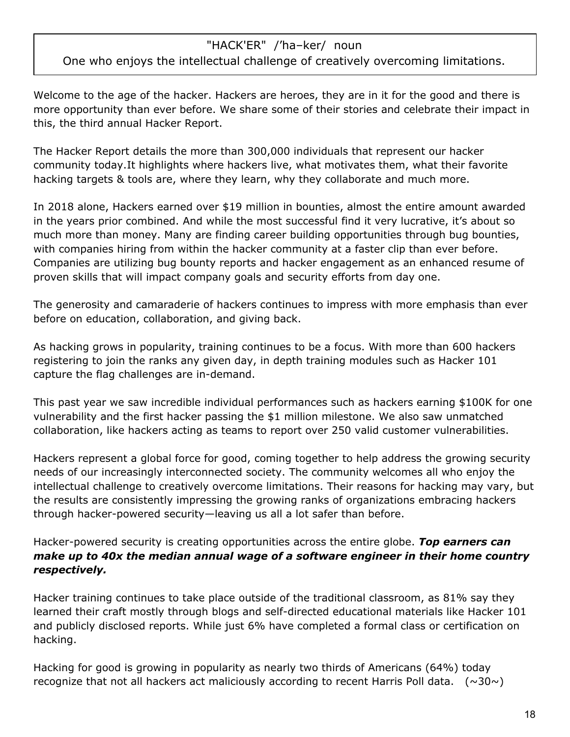"HACK'ER" /'ha–ker/ noun

One who enjoys the intellectual challenge of creatively overcoming limitations.

Welcome to the age of the hacker. Hackers are heroes, they are in it for the good and there is more opportunity than ever before. We share some of their stories and celebrate their impact in this, the third annual Hacker Report.

The Hacker Report details the more than 300,000 individuals that represent our hacker community today.It highlights where hackers live, what motivates them, what their favorite hacking targets & tools are, where they learn, why they collaborate and much more.

In 2018 alone, Hackers earned over $19 million in bounties, almost the entire amount awarded in the years prior combined. And while the most successful find it very lucrative, it's about so much more than money. Many are finding career building opportunities through bug bounties, with companies hiring from within the hacker community at a faster clip than ever before. Companies are utilizing bug bounty reports and hacker engagement as an enhanced resume of proven skills that will impact company goals and security efforts from day one.

The generosity and camaraderie of hackers continues to impress with more emphasis than ever before on education, collaboration, and giving back.

As hacking grows in popularity, training continues to be a focus. With more than 600 hackers registering to join the ranks any given day, in depth training modules such as Hacker 101 capture the flag challenges are in-demand.

This past year we saw incredible individual performances such as hackers earning $100K for one vulnerability and the first hacker passing the $1 million milestone. We also saw unmatched collaboration, like hackers acting as teams to report over 250 valid customer vulnerabilities.

Hackers represent a global force for good, coming together to help address the growing security needs of our increasingly interconnected society. The community welcomes all who enjoy the intellectual challenge to creatively overcome limitations. Their reasons for hacking may vary, but the results are consistently impressing the growing ranks of organizations embracing hackers through hacker-powered security—leaving us all a lot safer than before.

Hacker-powered security is creating opportunities across the entire globe. ***Top earners can make up to 40x the median annual wage of a software engineer in their home country respectively.***

Hacker training continues to take place outside of the traditional classroom, as 81% say they learned their craft mostly through blogs and self-directed educational materials like Hacker 101 and publicly disclosed reports. While just 6% have completed a formal class or certification on hacking.

Hacking for good is growing in popularity as nearly two thirds of Americans (64%) today recognize that not all hackers act maliciously according to recent Harris Poll data. (~30~)